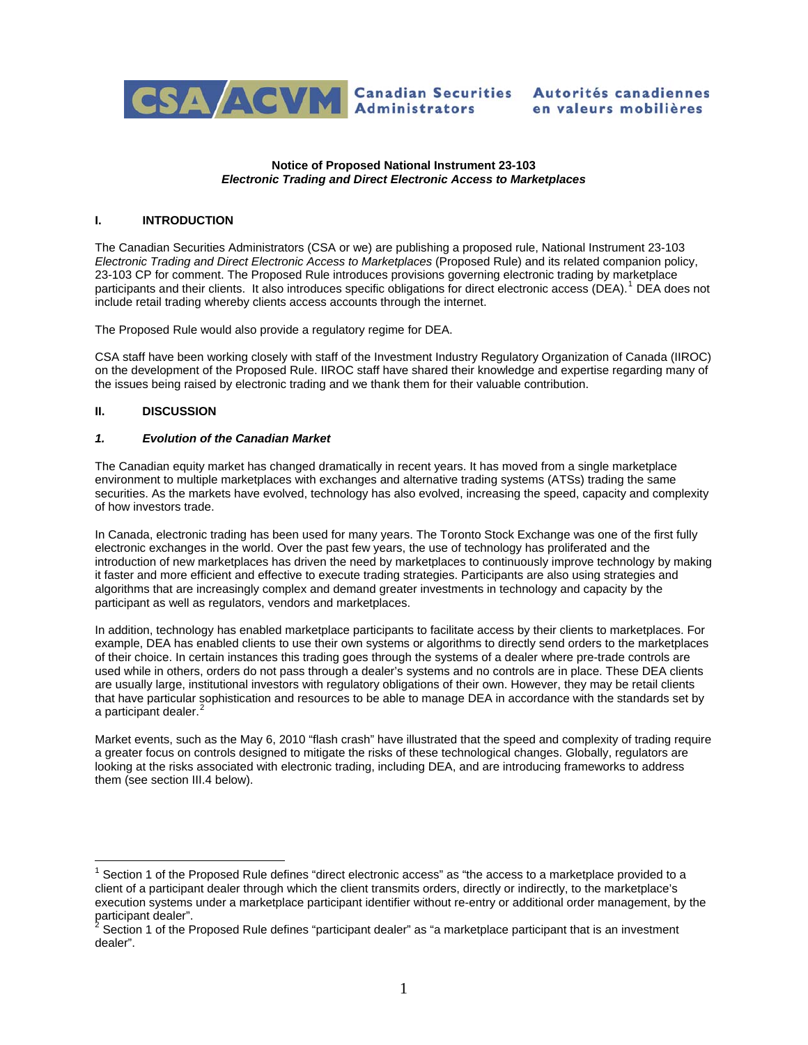Canadian Securities Administrators | Autorités canadiennes en valeurs mobilières

**Notice of Proposed National Instrument 23-103**
***Electronic Trading and Direct Electronic Access to Marketplaces***

## I. INTRODUCTION

The Canadian Securities Administrators (CSA or we) are publishing a proposed rule, National Instrument 23-103 *Electronic Trading and Direct Electronic Access to Marketplaces* (Proposed Rule) and its related companion policy, 23-103 CP for comment. The Proposed Rule introduces provisions governing electronic trading by marketplace participants and their clients. It also introduces specific obligations for direct electronic access (DEA).[1] DEA does not include retail trading whereby clients access accounts through the internet.

The Proposed Rule would also provide a regulatory regime for DEA.

CSA staff have been working closely with staff of the Investment Industry Regulatory Organization of Canada (IIROC) on the development of the Proposed Rule. IIROC staff have shared their knowledge and expertise regarding many of the issues being raised by electronic trading and we thank them for their valuable contribution.

## II. DISCUSSION

### *1. Evolution of the Canadian Market*

The Canadian equity market has changed dramatically in recent years. It has moved from a single marketplace environment to multiple marketplaces with exchanges and alternative trading systems (ATSs) trading the same securities. As the markets have evolved, technology has also evolved, increasing the speed, capacity and complexity of how investors trade.

In Canada, electronic trading has been used for many years. The Toronto Stock Exchange was one of the first fully electronic exchanges in the world. Over the past few years, the use of technology has proliferated and the introduction of new marketplaces has driven the need by marketplaces to continuously improve technology by making it faster and more efficient and effective to execute trading strategies. Participants are also using strategies and algorithms that are increasingly complex and demand greater investments in technology and capacity by the participant as well as regulators, vendors and marketplaces.

In addition, technology has enabled marketplace participants to facilitate access by their clients to marketplaces. For example, DEA has enabled clients to use their own systems or algorithms to directly send orders to the marketplaces of their choice. In certain instances this trading goes through the systems of a dealer where pre-trade controls are used while in others, orders do not pass through a dealer's systems and no controls are in place. These DEA clients are usually large, institutional investors with regulatory obligations of their own. However, they may be retail clients that have particular sophistication and resources to be able to manage DEA in accordance with the standards set by a participant dealer.[2]

Market events, such as the May 6, 2010 "flash crash" have illustrated that the speed and complexity of trading require a greater focus on controls designed to mitigate the risks of these technological changes. Globally, regulators are looking at the risks associated with electronic trading, including DEA, and are introducing frameworks to address them (see section III.4 below).

---

[1] Section 1 of the Proposed Rule defines "direct electronic access" as "the access to a marketplace provided to a client of a participant dealer through which the client transmits orders, directly or indirectly, to the marketplace's execution systems under a marketplace participant identifier without re-entry or additional order management, by the participant dealer".

[2] Section 1 of the Proposed Rule defines "participant dealer" as "a marketplace participant that is an investment dealer".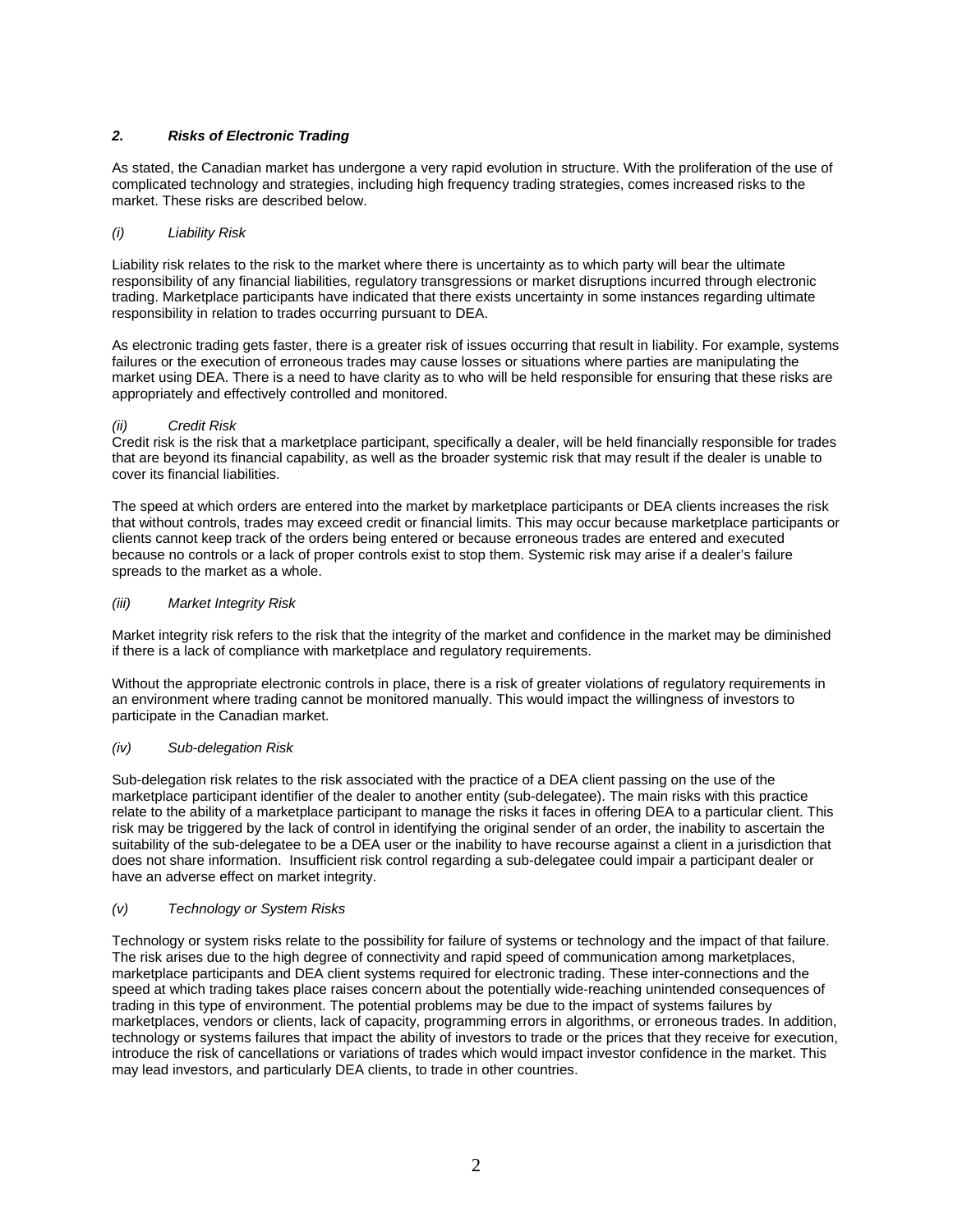## *2. Risks of Electronic Trading*

As stated, the Canadian market has undergone a very rapid evolution in structure. With the proliferation of the use of complicated technology and strategies, including high frequency trading strategies, comes increased risks to the market. These risks are described below.

### *(i) Liability Risk*

Liability risk relates to the risk to the market where there is uncertainty as to which party will bear the ultimate responsibility of any financial liabilities, regulatory transgressions or market disruptions incurred through electronic trading. Marketplace participants have indicated that there exists uncertainty in some instances regarding ultimate responsibility in relation to trades occurring pursuant to DEA.

As electronic trading gets faster, there is a greater risk of issues occurring that result in liability. For example, systems failures or the execution of erroneous trades may cause losses or situations where parties are manipulating the market using DEA. There is a need to have clarity as to who will be held responsible for ensuring that these risks are appropriately and effectively controlled and monitored.

### *(ii) Credit Risk*

Credit risk is the risk that a marketplace participant, specifically a dealer, will be held financially responsible for trades that are beyond its financial capability, as well as the broader systemic risk that may result if the dealer is unable to cover its financial liabilities.

The speed at which orders are entered into the market by marketplace participants or DEA clients increases the risk that without controls, trades may exceed credit or financial limits. This may occur because marketplace participants or clients cannot keep track of the orders being entered or because erroneous trades are entered and executed because no controls or a lack of proper controls exist to stop them. Systemic risk may arise if a dealer's failure spreads to the market as a whole.

### *(iii) Market Integrity Risk*

Market integrity risk refers to the risk that the integrity of the market and confidence in the market may be diminished if there is a lack of compliance with marketplace and regulatory requirements.

Without the appropriate electronic controls in place, there is a risk of greater violations of regulatory requirements in an environment where trading cannot be monitored manually. This would impact the willingness of investors to participate in the Canadian market.

### *(iv) Sub-delegation Risk*

Sub-delegation risk relates to the risk associated with the practice of a DEA client passing on the use of the marketplace participant identifier of the dealer to another entity (sub-delegatee). The main risks with this practice relate to the ability of a marketplace participant to manage the risks it faces in offering DEA to a particular client. This risk may be triggered by the lack of control in identifying the original sender of an order, the inability to ascertain the suitability of the sub-delegatee to be a DEA user or the inability to have recourse against a client in a jurisdiction that does not share information. Insufficient risk control regarding a sub-delegatee could impair a participant dealer or have an adverse effect on market integrity.

### *(v) Technology or System Risks*

Technology or system risks relate to the possibility for failure of systems or technology and the impact of that failure. The risk arises due to the high degree of connectivity and rapid speed of communication among marketplaces, marketplace participants and DEA client systems required for electronic trading. These inter-connections and the speed at which trading takes place raises concern about the potentially wide-reaching unintended consequences of trading in this type of environment. The potential problems may be due to the impact of systems failures by marketplaces, vendors or clients, lack of capacity, programming errors in algorithms, or erroneous trades. In addition, technology or systems failures that impact the ability of investors to trade or the prices that they receive for execution, introduce the risk of cancellations or variations of trades which would impact investor confidence in the market. This may lead investors, and particularly DEA clients, to trade in other countries.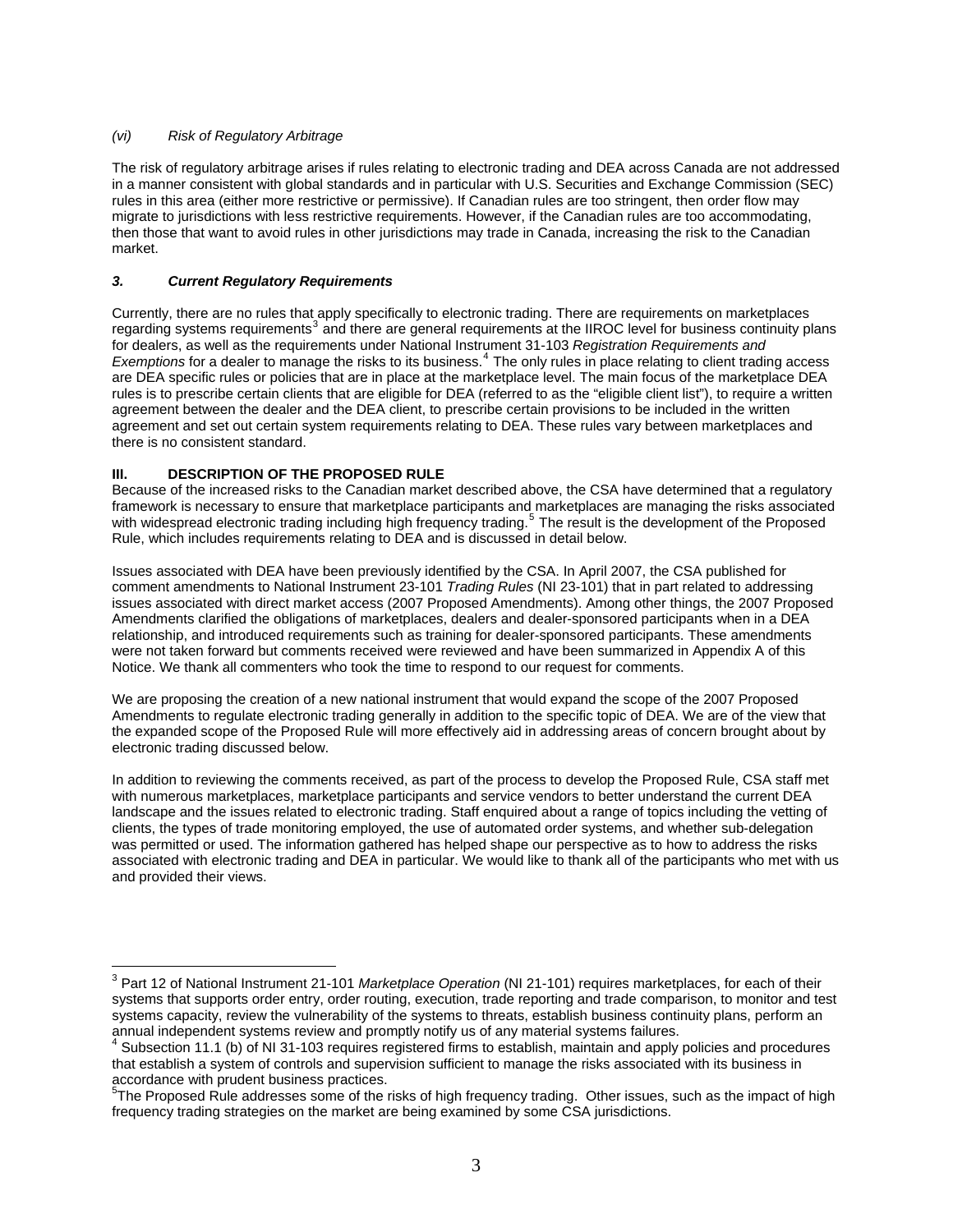*(vi)　　Risk of Regulatory Arbitrage*

The risk of regulatory arbitrage arises if rules relating to electronic trading and DEA across Canada are not addressed in a manner consistent with global standards and in particular with U.S. Securities and Exchange Commission (SEC) rules in this area (either more restrictive or permissive). If Canadian rules are too stringent, then order flow may migrate to jurisdictions with less restrictive requirements. However, if the Canadian rules are too accommodating, then those that want to avoid rules in other jurisdictions may trade in Canada, increasing the risk to the Canadian market.

***3.　　Current Regulatory Requirements***

Currently, there are no rules that apply specifically to electronic trading. There are requirements on marketplaces regarding systems requirements[3] and there are general requirements at the IIROC level for business continuity plans for dealers, as well as the requirements under National Instrument 31-103 *Registration Requirements and Exemptions* for a dealer to manage the risks to its business.[4] The only rules in place relating to client trading access are DEA specific rules or policies that are in place at the marketplace level. The main focus of the marketplace DEA rules is to prescribe certain clients that are eligible for DEA (referred to as the "eligible client list"), to require a written agreement between the dealer and the DEA client, to prescribe certain provisions to be included in the written agreement and set out certain system requirements relating to DEA. These rules vary between marketplaces and there is no consistent standard.

## III.　　DESCRIPTION OF THE PROPOSED RULE

Because of the increased risks to the Canadian market described above, the CSA have determined that a regulatory framework is necessary to ensure that marketplace participants and marketplaces are managing the risks associated with widespread electronic trading including high frequency trading.[5] The result is the development of the Proposed Rule, which includes requirements relating to DEA and is discussed in detail below.

Issues associated with DEA have been previously identified by the CSA. In April 2007, the CSA published for comment amendments to National Instrument 23-101 *Trading Rules* (NI 23-101) that in part related to addressing issues associated with direct market access (2007 Proposed Amendments). Among other things, the 2007 Proposed Amendments clarified the obligations of marketplaces, dealers and dealer-sponsored participants when in a DEA relationship, and introduced requirements such as training for dealer-sponsored participants. These amendments were not taken forward but comments received were reviewed and have been summarized in Appendix A of this Notice. We thank all commenters who took the time to respond to our request for comments.

We are proposing the creation of a new national instrument that would expand the scope of the 2007 Proposed Amendments to regulate electronic trading generally in addition to the specific topic of DEA. We are of the view that the expanded scope of the Proposed Rule will more effectively aid in addressing areas of concern brought about by electronic trading discussed below.

In addition to reviewing the comments received, as part of the process to develop the Proposed Rule, CSA staff met with numerous marketplaces, marketplace participants and service vendors to better understand the current DEA landscape and the issues related to electronic trading. Staff enquired about a range of topics including the vetting of clients, the types of trade monitoring employed, the use of automated order systems, and whether sub-delegation was permitted or used. The information gathered has helped shape our perspective as to how to address the risks associated with electronic trading and DEA in particular. We would like to thank all of the participants who met with us and provided their views.

---

[3] Part 12 of National Instrument 21-101 *Marketplace Operation* (NI 21-101) requires marketplaces, for each of their systems that supports order entry, order routing, execution, trade reporting and trade comparison, to monitor and test systems capacity, review the vulnerability of the systems to threats, establish business continuity plans, perform an annual independent systems review and promptly notify us of any material systems failures.

[4] Subsection 11.1 (b) of NI 31-103 requires registered firms to establish, maintain and apply policies and procedures that establish a system of controls and supervision sufficient to manage the risks associated with its business in accordance with prudent business practices.

[5] The Proposed Rule addresses some of the risks of high frequency trading. Other issues, such as the impact of high frequency trading strategies on the market are being examined by some CSA jurisdictions.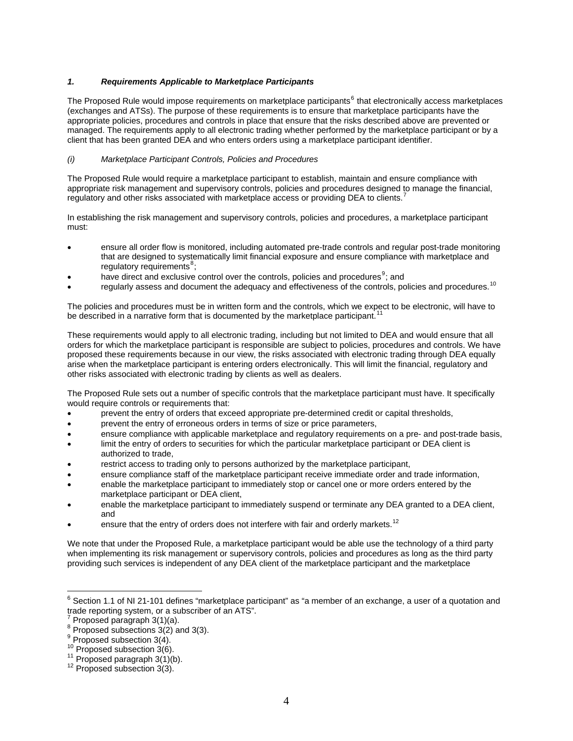### *1. Requirements Applicable to Marketplace Participants*

The Proposed Rule would impose requirements on marketplace participants[6] that electronically access marketplaces (exchanges and ATSs). The purpose of these requirements is to ensure that marketplace participants have the appropriate policies, procedures and controls in place that ensure that the risks described above are prevented or managed. The requirements apply to all electronic trading whether performed by the marketplace participant or by a client that has been granted DEA and who enters orders using a marketplace participant identifier.

#### *(i) Marketplace Participant Controls, Policies and Procedures*

The Proposed Rule would require a marketplace participant to establish, maintain and ensure compliance with appropriate risk management and supervisory controls, policies and procedures designed to manage the financial, regulatory and other risks associated with marketplace access or providing DEA to clients.[7]

In establishing the risk management and supervisory controls, policies and procedures, a marketplace participant must:

- ensure all order flow is monitored, including automated pre-trade controls and regular post-trade monitoring that are designed to systematically limit financial exposure and ensure compliance with marketplace and regulatory requirements[8];
- have direct and exclusive control over the controls, policies and procedures[9]; and
- regularly assess and document the adequacy and effectiveness of the controls, policies and procedures.[10]

The policies and procedures must be in written form and the controls, which we expect to be electronic, will have to be described in a narrative form that is documented by the marketplace participant.[11]

These requirements would apply to all electronic trading, including but not limited to DEA and would ensure that all orders for which the marketplace participant is responsible are subject to policies, procedures and controls. We have proposed these requirements because in our view, the risks associated with electronic trading through DEA equally arise when the marketplace participant is entering orders electronically. This will limit the financial, regulatory and other risks associated with electronic trading by clients as well as dealers.

The Proposed Rule sets out a number of specific controls that the marketplace participant must have. It specifically would require controls or requirements that:

- prevent the entry of orders that exceed appropriate pre-determined credit or capital thresholds,
- prevent the entry of erroneous orders in terms of size or price parameters,
- ensure compliance with applicable marketplace and regulatory requirements on a pre- and post-trade basis,
- limit the entry of orders to securities for which the particular marketplace participant or DEA client is authorized to trade,
- restrict access to trading only to persons authorized by the marketplace participant,
- ensure compliance staff of the marketplace participant receive immediate order and trade information,
- enable the marketplace participant to immediately stop or cancel one or more orders entered by the marketplace participant or DEA client,
- enable the marketplace participant to immediately suspend or terminate any DEA granted to a DEA client, and
- ensure that the entry of orders does not interfere with fair and orderly markets.[12]

We note that under the Proposed Rule, a marketplace participant would be able use the technology of a third party when implementing its risk management or supervisory controls, policies and procedures as long as the third party providing such services is independent of any DEA client of the marketplace participant and the marketplace

---

[6] Section 1.1 of NI 21-101 defines "marketplace participant" as "a member of an exchange, a user of a quotation and trade reporting system, or a subscriber of an ATS".

[7] Proposed paragraph 3(1)(a).

[8] Proposed subsections 3(2) and 3(3).

[9] Proposed subsection 3(4).

[10] Proposed subsection 3(6).

[11] Proposed paragraph 3(1)(b).

[12] Proposed subsection 3(3).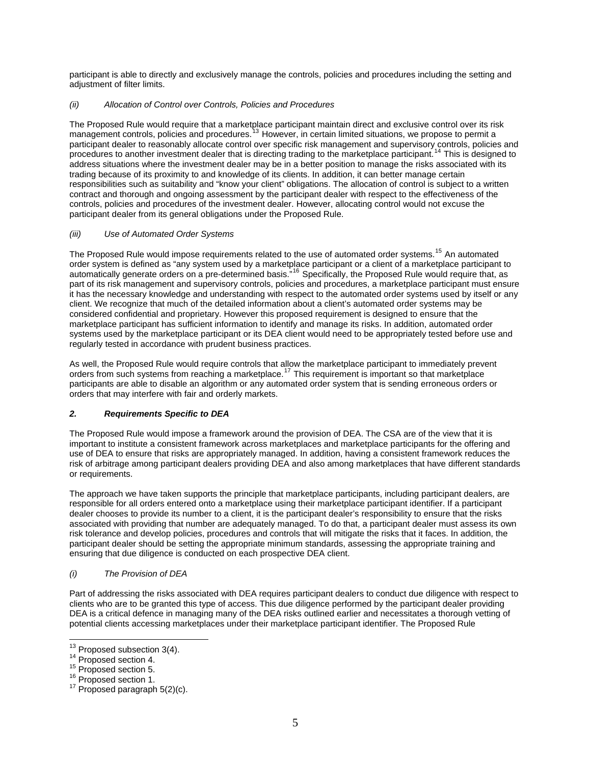participant is able to directly and exclusively manage the controls, policies and procedures including the setting and adjustment of filter limits.

*(ii) Allocation of Control over Controls, Policies and Procedures*

The Proposed Rule would require that a marketplace participant maintain direct and exclusive control over its risk management controls, policies and procedures.[13] However, in certain limited situations, we propose to permit a participant dealer to reasonably allocate control over specific risk management and supervisory controls, policies and procedures to another investment dealer that is directing trading to the marketplace participant.[14] This is designed to address situations where the investment dealer may be in a better position to manage the risks associated with its trading because of its proximity to and knowledge of its clients. In addition, it can better manage certain responsibilities such as suitability and "know your client" obligations. The allocation of control is subject to a written contract and thorough and ongoing assessment by the participant dealer with respect to the effectiveness of the controls, policies and procedures of the investment dealer. However, allocating control would not excuse the participant dealer from its general obligations under the Proposed Rule.

*(iii) Use of Automated Order Systems*

The Proposed Rule would impose requirements related to the use of automated order systems.[15] An automated order system is defined as "any system used by a marketplace participant or a client of a marketplace participant to automatically generate orders on a pre-determined basis."[16] Specifically, the Proposed Rule would require that, as part of its risk management and supervisory controls, policies and procedures, a marketplace participant must ensure it has the necessary knowledge and understanding with respect to the automated order systems used by itself or any client. We recognize that much of the detailed information about a client's automated order systems may be considered confidential and proprietary. However this proposed requirement is designed to ensure that the marketplace participant has sufficient information to identify and manage its risks. In addition, automated order systems used by the marketplace participant or its DEA client would need to be appropriately tested before use and regularly tested in accordance with prudent business practices.

As well, the Proposed Rule would require controls that allow the marketplace participant to immediately prevent orders from such systems from reaching a marketplace.[17] This requirement is important so that marketplace participants are able to disable an algorithm or any automated order system that is sending erroneous orders or orders that may interfere with fair and orderly markets.

### ***2. Requirements Specific to DEA***

The Proposed Rule would impose a framework around the provision of DEA. The CSA are of the view that it is important to institute a consistent framework across marketplaces and marketplace participants for the offering and use of DEA to ensure that risks are appropriately managed. In addition, having a consistent framework reduces the risk of arbitrage among participant dealers providing DEA and also among marketplaces that have different standards or requirements.

The approach we have taken supports the principle that marketplace participants, including participant dealers, are responsible for all orders entered onto a marketplace using their marketplace participant identifier. If a participant dealer chooses to provide its number to a client, it is the participant dealer's responsibility to ensure that the risks associated with providing that number are adequately managed. To do that, a participant dealer must assess its own risk tolerance and develop policies, procedures and controls that will mitigate the risks that it faces. In addition, the participant dealer should be setting the appropriate minimum standards, assessing the appropriate training and ensuring that due diligence is conducted on each prospective DEA client.

*(i) The Provision of DEA*

Part of addressing the risks associated with DEA requires participant dealers to conduct due diligence with respect to clients who are to be granted this type of access. This due diligence performed by the participant dealer providing DEA is a critical defence in managing many of the DEA risks outlined earlier and necessitates a thorough vetting of potential clients accessing marketplaces under their marketplace participant identifier. The Proposed Rule

---

[13] Proposed subsection 3(4).

[14] Proposed section 4.

[15] Proposed section 5.

[16] Proposed section 1.

[17] Proposed paragraph 5(2)(c).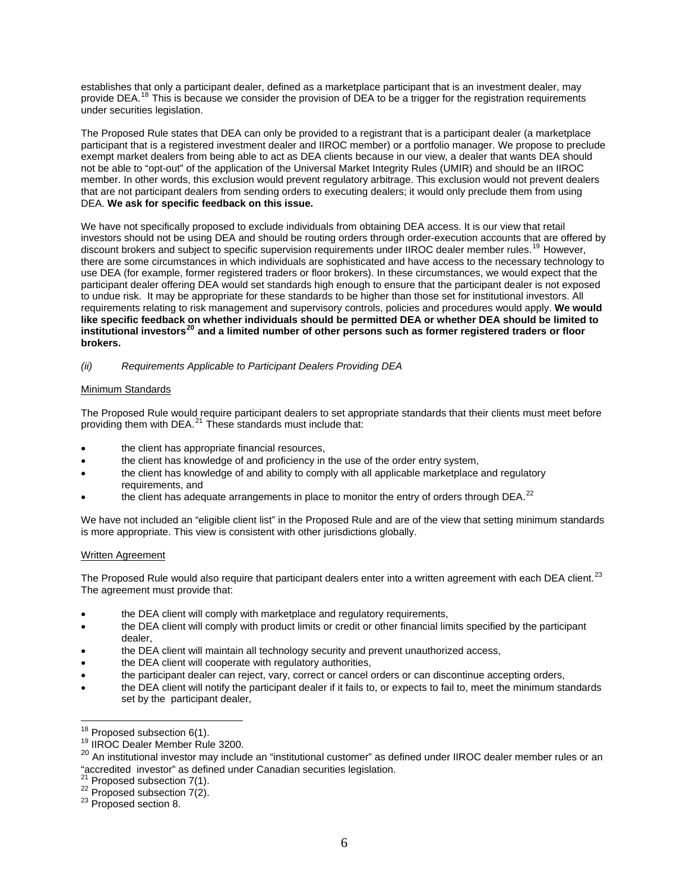establishes that only a participant dealer, defined as a marketplace participant that is an investment dealer, may provide DEA.[18] This is because we consider the provision of DEA to be a trigger for the registration requirements under securities legislation.

The Proposed Rule states that DEA can only be provided to a registrant that is a participant dealer (a marketplace participant that is a registered investment dealer and IIROC member) or a portfolio manager. We propose to preclude exempt market dealers from being able to act as DEA clients because in our view, a dealer that wants DEA should not be able to "opt-out" of the application of the Universal Market Integrity Rules (UMIR) and should be an IIROC member. In other words, this exclusion would prevent regulatory arbitrage. This exclusion would not prevent dealers that are not participant dealers from sending orders to executing dealers; it would only preclude them from using DEA. **We ask for specific feedback on this issue.**

We have not specifically proposed to exclude individuals from obtaining DEA access. It is our view that retail investors should not be using DEA and should be routing orders through order-execution accounts that are offered by discount brokers and subject to specific supervision requirements under IIROC dealer member rules.[19] However, there are some circumstances in which individuals are sophisticated and have access to the necessary technology to use DEA (for example, former registered traders or floor brokers). In these circumstances, we would expect that the participant dealer offering DEA would set standards high enough to ensure that the participant dealer is not exposed to undue risk. It may be appropriate for these standards to be higher than those set for institutional investors. All requirements relating to risk management and supervisory controls, policies and procedures would apply. **We would like specific feedback on whether individuals should be permitted DEA or whether DEA should be limited to institutional investors[20] and a limited number of other persons such as former registered traders or floor brokers.**

*(ii) Requirements Applicable to Participant Dealers Providing DEA*

<u>Minimum Standards</u>

The Proposed Rule would require participant dealers to set appropriate standards that their clients must meet before providing them with DEA.[21] These standards must include that:

- the client has appropriate financial resources,
- the client has knowledge of and proficiency in the use of the order entry system,
- the client has knowledge of and ability to comply with all applicable marketplace and regulatory requirements, and
- the client has adequate arrangements in place to monitor the entry of orders through DEA.[22]

We have not included an "eligible client list" in the Proposed Rule and are of the view that setting minimum standards is more appropriate. This view is consistent with other jurisdictions globally.

<u>Written Agreement</u>

The Proposed Rule would also require that participant dealers enter into a written agreement with each DEA client.[23] The agreement must provide that:

- the DEA client will comply with marketplace and regulatory requirements,
- the DEA client will comply with product limits or credit or other financial limits specified by the participant dealer,
- the DEA client will maintain all technology security and prevent unauthorized access,
- the DEA client will cooperate with regulatory authorities,
- the participant dealer can reject, vary, correct or cancel orders or can discontinue accepting orders,
- the DEA client will notify the participant dealer if it fails to, or expects to fail to, meet the minimum standards set by the participant dealer,

---

[18] Proposed subsection 6(1).
[19] IIROC Dealer Member Rule 3200.
[20] An institutional investor may include an "institutional customer" as defined under IIROC dealer member rules or an "accredited investor" as defined under Canadian securities legislation.
[21] Proposed subsection 7(1).
[22] Proposed subsection 7(2).
[23] Proposed section 8.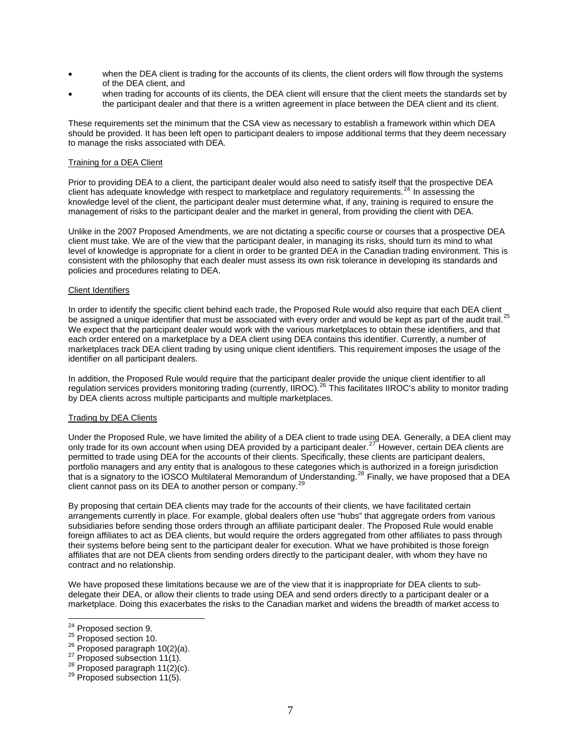- when the DEA client is trading for the accounts of its clients, the client orders will flow through the systems of the DEA client, and
- when trading for accounts of its clients, the DEA client will ensure that the client meets the standards set by the participant dealer and that there is a written agreement in place between the DEA client and its client.

These requirements set the minimum that the CSA view as necessary to establish a framework within which DEA should be provided. It has been left open to participant dealers to impose additional terms that they deem necessary to manage the risks associated with DEA.

Training for a DEA Client

Prior to providing DEA to a client, the participant dealer would also need to satisfy itself that the prospective DEA client has adequate knowledge with respect to marketplace and regulatory requirements.[24] In assessing the knowledge level of the client, the participant dealer must determine what, if any, training is required to ensure the management of risks to the participant dealer and the market in general, from providing the client with DEA.

Unlike in the 2007 Proposed Amendments, we are not dictating a specific course or courses that a prospective DEA client must take. We are of the view that the participant dealer, in managing its risks, should turn its mind to what level of knowledge is appropriate for a client in order to be granted DEA in the Canadian trading environment. This is consistent with the philosophy that each dealer must assess its own risk tolerance in developing its standards and policies and procedures relating to DEA.

Client Identifiers

In order to identify the specific client behind each trade, the Proposed Rule would also require that each DEA client be assigned a unique identifier that must be associated with every order and would be kept as part of the audit trail.[25] We expect that the participant dealer would work with the various marketplaces to obtain these identifiers, and that each order entered on a marketplace by a DEA client using DEA contains this identifier. Currently, a number of marketplaces track DEA client trading by using unique client identifiers. This requirement imposes the usage of the identifier on all participant dealers.

In addition, the Proposed Rule would require that the participant dealer provide the unique client identifier to all regulation services providers monitoring trading (currently, IIROC).[26] This facilitates IIROC's ability to monitor trading by DEA clients across multiple participants and multiple marketplaces.

Trading by DEA Clients

Under the Proposed Rule, we have limited the ability of a DEA client to trade using DEA. Generally, a DEA client may only trade for its own account when using DEA provided by a participant dealer.[27] However, certain DEA clients are permitted to trade using DEA for the accounts of their clients. Specifically, these clients are participant dealers, portfolio managers and any entity that is analogous to these categories which is authorized in a foreign jurisdiction that is a signatory to the IOSCO Multilateral Memorandum of Understanding.[28] Finally, we have proposed that a DEA client cannot pass on its DEA to another person or company.[29]

By proposing that certain DEA clients may trade for the accounts of their clients, we have facilitated certain arrangements currently in place. For example, global dealers often use "hubs" that aggregate orders from various subsidiaries before sending those orders through an affiliate participant dealer. The Proposed Rule would enable foreign affiliates to act as DEA clients, but would require the orders aggregated from other affiliates to pass through their systems before being sent to the participant dealer for execution. What we have prohibited is those foreign affiliates that are not DEA clients from sending orders directly to the participant dealer, with whom they have no contract and no relationship.

We have proposed these limitations because we are of the view that it is inappropriate for DEA clients to sub-delegate their DEA, or allow their clients to trade using DEA and send orders directly to a participant dealer or a marketplace. Doing this exacerbates the risks to the Canadian market and widens the breadth of market access to

---

[24] Proposed section 9.
[25] Proposed section 10.
[26] Proposed paragraph 10(2)(a).
[27] Proposed subsection 11(1).
[28] Proposed paragraph 11(2)(c).
[29] Proposed subsection 11(5).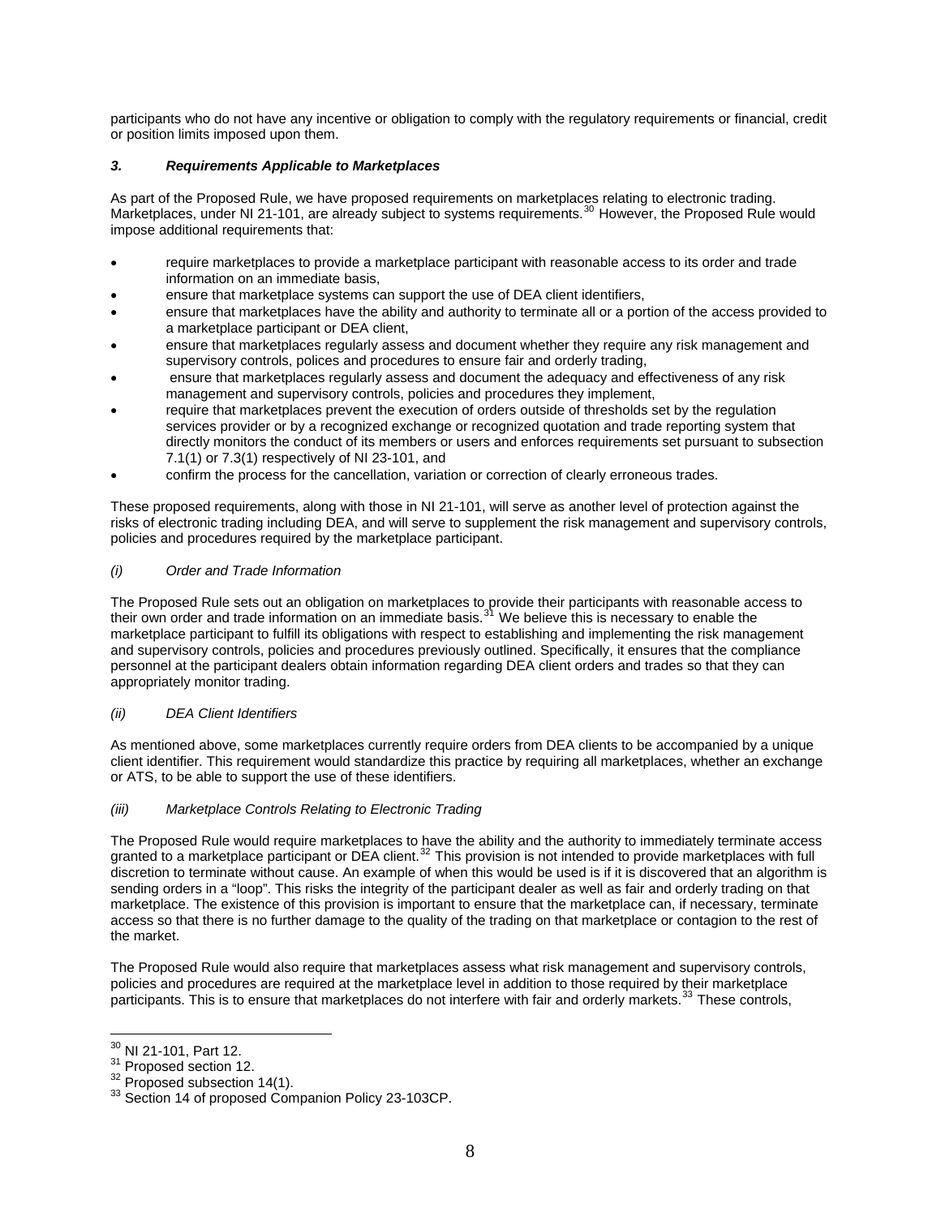participants who do not have any incentive or obligation to comply with the regulatory requirements or financial, credit or position limits imposed upon them.

### *3. Requirements Applicable to Marketplaces*

As part of the Proposed Rule, we have proposed requirements on marketplaces relating to electronic trading. Marketplaces, under NI 21-101, are already subject to systems requirements.[30] However, the Proposed Rule would impose additional requirements that:

- require marketplaces to provide a marketplace participant with reasonable access to its order and trade information on an immediate basis,
- ensure that marketplace systems can support the use of DEA client identifiers,
- ensure that marketplaces have the ability and authority to terminate all or a portion of the access provided to a marketplace participant or DEA client,
- ensure that marketplaces regularly assess and document whether they require any risk management and supervisory controls, polices and procedures to ensure fair and orderly trading,
- ensure that marketplaces regularly assess and document the adequacy and effectiveness of any risk management and supervisory controls, policies and procedures they implement,
- require that marketplaces prevent the execution of orders outside of thresholds set by the regulation services provider or by a recognized exchange or recognized quotation and trade reporting system that directly monitors the conduct of its members or users and enforces requirements set pursuant to subsection 7.1(1) or 7.3(1) respectively of NI 23-101, and
- confirm the process for the cancellation, variation or correction of clearly erroneous trades.

These proposed requirements, along with those in NI 21-101, will serve as another level of protection against the risks of electronic trading including DEA, and will serve to supplement the risk management and supervisory controls, policies and procedures required by the marketplace participant.

#### *(i) Order and Trade Information*

The Proposed Rule sets out an obligation on marketplaces to provide their participants with reasonable access to their own order and trade information on an immediate basis.[31] We believe this is necessary to enable the marketplace participant to fulfill its obligations with respect to establishing and implementing the risk management and supervisory controls, policies and procedures previously outlined. Specifically, it ensures that the compliance personnel at the participant dealers obtain information regarding DEA client orders and trades so that they can appropriately monitor trading.

#### *(ii) DEA Client Identifiers*

As mentioned above, some marketplaces currently require orders from DEA clients to be accompanied by a unique client identifier. This requirement would standardize this practice by requiring all marketplaces, whether an exchange or ATS, to be able to support the use of these identifiers.

#### *(iii) Marketplace Controls Relating to Electronic Trading*

The Proposed Rule would require marketplaces to have the ability and the authority to immediately terminate access granted to a marketplace participant or DEA client.[32] This provision is not intended to provide marketplaces with full discretion to terminate without cause. An example of when this would be used is if it is discovered that an algorithm is sending orders in a "loop". This risks the integrity of the participant dealer as well as fair and orderly trading on that marketplace. The existence of this provision is important to ensure that the marketplace can, if necessary, terminate access so that there is no further damage to the quality of the trading on that marketplace or contagion to the rest of the market.

The Proposed Rule would also require that marketplaces assess what risk management and supervisory controls, policies and procedures are required at the marketplace level in addition to those required by their marketplace participants. This is to ensure that marketplaces do not interfere with fair and orderly markets.[33] These controls,

---

[30] NI 21-101, Part 12.
[31] Proposed section 12.
[32] Proposed subsection 14(1).
[33] Section 14 of proposed Companion Policy 23-103CP.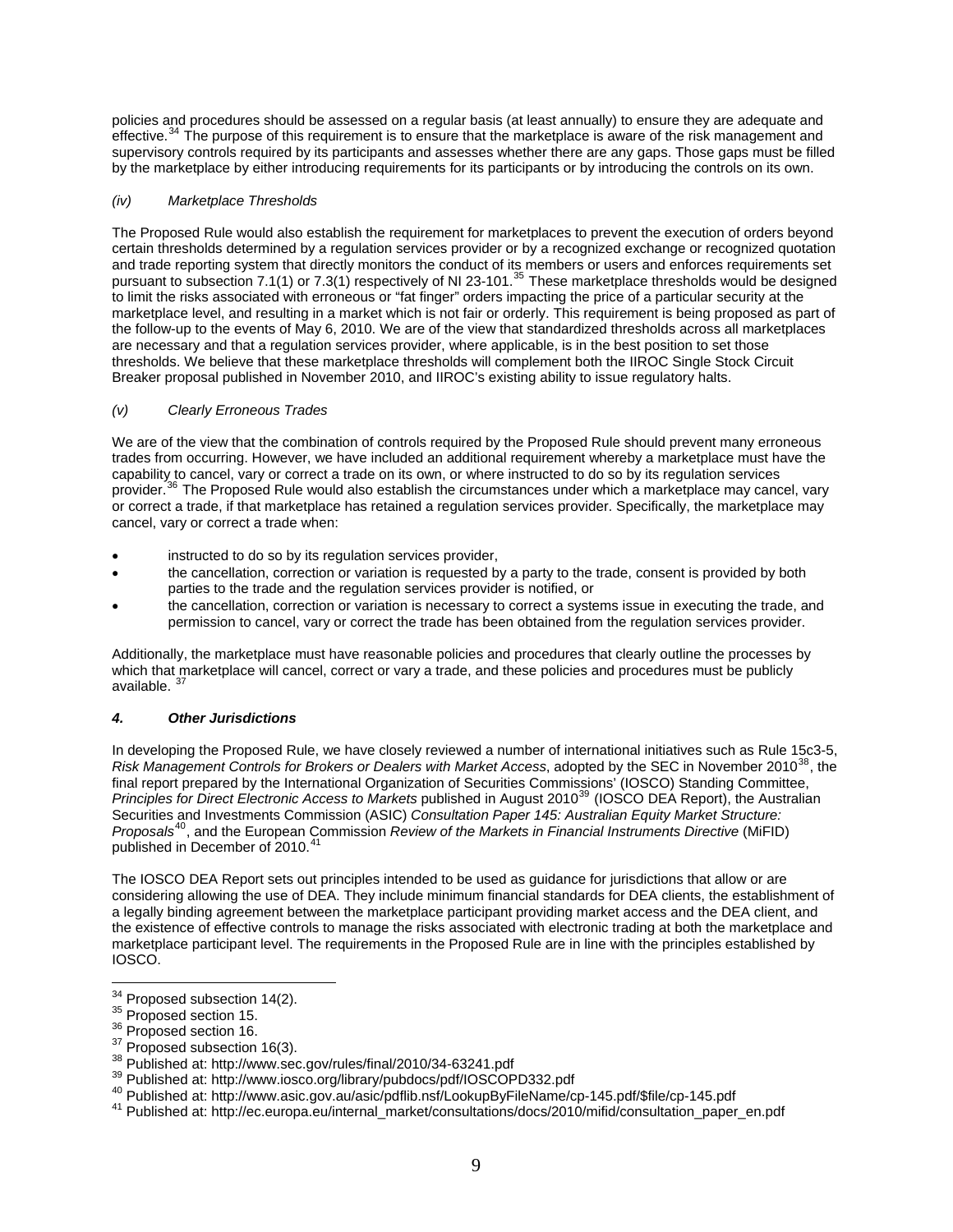policies and procedures should be assessed on a regular basis (at least annually) to ensure they are adequate and effective.[34] The purpose of this requirement is to ensure that the marketplace is aware of the risk management and supervisory controls required by its participants and assesses whether there are any gaps. Those gaps must be filled by the marketplace by either introducing requirements for its participants or by introducing the controls on its own.

*(iv) Marketplace Thresholds*

The Proposed Rule would also establish the requirement for marketplaces to prevent the execution of orders beyond certain thresholds determined by a regulation services provider or by a recognized exchange or recognized quotation and trade reporting system that directly monitors the conduct of its members or users and enforces requirements set pursuant to subsection 7.1(1) or 7.3(1) respectively of NI 23-101.[35] These marketplace thresholds would be designed to limit the risks associated with erroneous or "fat finger" orders impacting the price of a particular security at the marketplace level, and resulting in a market which is not fair or orderly. This requirement is being proposed as part of the follow-up to the events of May 6, 2010. We are of the view that standardized thresholds across all marketplaces are necessary and that a regulation services provider, where applicable, is in the best position to set those thresholds. We believe that these marketplace thresholds will complement both the IIROC Single Stock Circuit Breaker proposal published in November 2010, and IIROC's existing ability to issue regulatory halts.

*(v) Clearly Erroneous Trades*

We are of the view that the combination of controls required by the Proposed Rule should prevent many erroneous trades from occurring. However, we have included an additional requirement whereby a marketplace must have the capability to cancel, vary or correct a trade on its own, or where instructed to do so by its regulation services provider.[36] The Proposed Rule would also establish the circumstances under which a marketplace may cancel, vary or correct a trade, if that marketplace has retained a regulation services provider. Specifically, the marketplace may cancel, vary or correct a trade when:

- instructed to do so by its regulation services provider,
- the cancellation, correction or variation is requested by a party to the trade, consent is provided by both parties to the trade and the regulation services provider is notified, or
- the cancellation, correction or variation is necessary to correct a systems issue in executing the trade, and permission to cancel, vary or correct the trade has been obtained from the regulation services provider.

Additionally, the marketplace must have reasonable policies and procedures that clearly outline the processes by which that marketplace will cancel, correct or vary a trade, and these policies and procedures must be publicly available. [37]

### ***4. Other Jurisdictions***

In developing the Proposed Rule, we have closely reviewed a number of international initiatives such as Rule 15c3-5, *Risk Management Controls for Brokers or Dealers with Market Access*, adopted by the SEC in November 2010[38], the final report prepared by the International Organization of Securities Commissions' (IOSCO) Standing Committee, *Principles for Direct Electronic Access to Markets* published in August 2010[39] (IOSCO DEA Report), the Australian Securities and Investments Commission (ASIC) *Consultation Paper 145: Australian Equity Market Structure: Proposals*[40], and the European Commission *Review of the Markets in Financial Instruments Directive* (MiFID) published in December of 2010.[41]

The IOSCO DEA Report sets out principles intended to be used as guidance for jurisdictions that allow or are considering allowing the use of DEA. They include minimum financial standards for DEA clients, the establishment of a legally binding agreement between the marketplace participant providing market access and the DEA client, and the existence of effective controls to manage the risks associated with electronic trading at both the marketplace and marketplace participant level. The requirements in the Proposed Rule are in line with the principles established by IOSCO.

---

[34] Proposed subsection 14(2).
[35] Proposed section 15.
[36] Proposed section 16.
[37] Proposed subsection 16(3).
[38] Published at: http://www.sec.gov/rules/final/2010/34-63241.pdf
[39] Published at: http://www.iosco.org/library/pubdocs/pdf/IOSCOPD332.pdf
[40] Published at: http://www.asic.gov.au/asic/pdflib.nsf/LookupByFileName/cp-145.pdf/$file/cp-145.pdf
[41] Published at: http://ec.europa.eu/internal_market/consultations/docs/2010/mifid/consultation_paper_en.pdf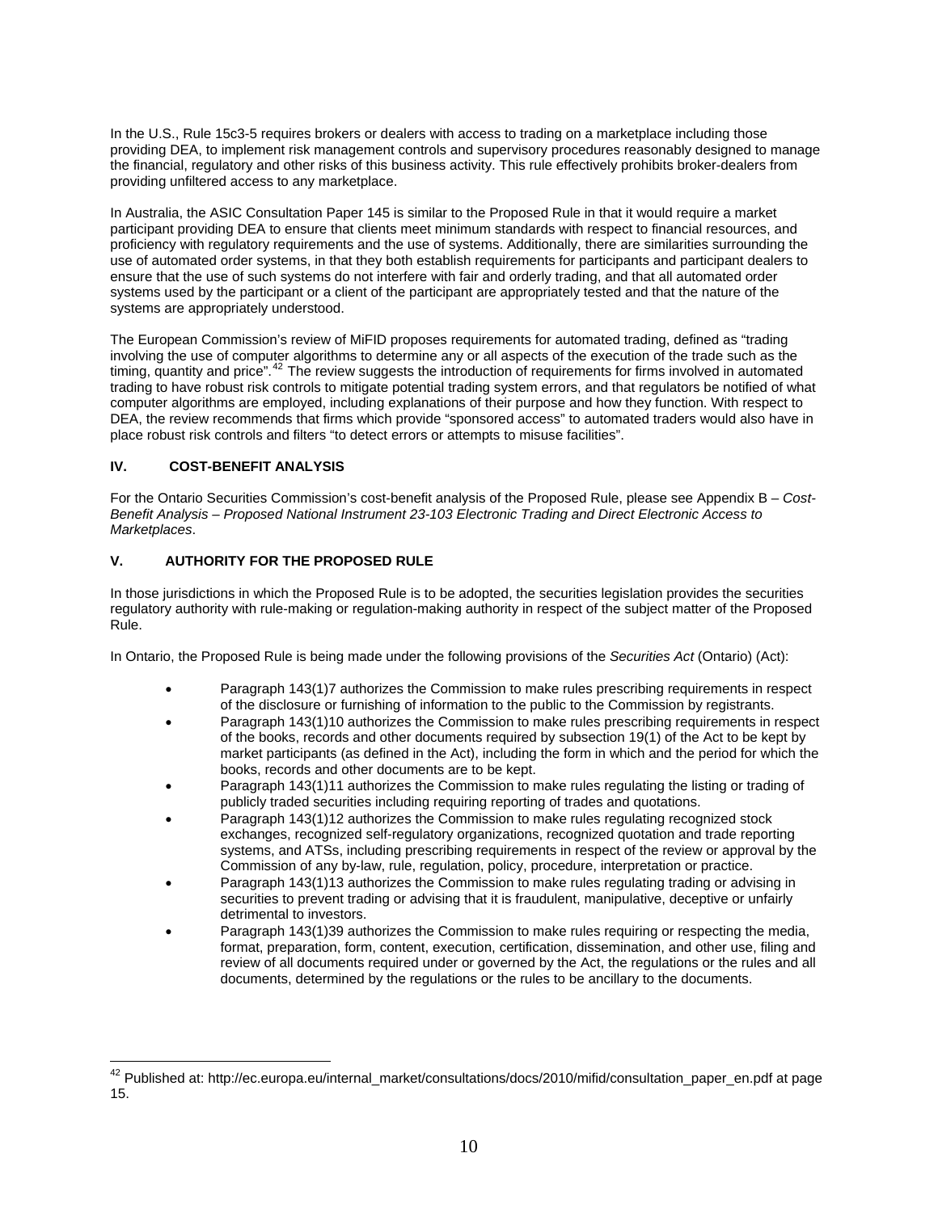In the U.S., Rule 15c3-5 requires brokers or dealers with access to trading on a marketplace including those providing DEA, to implement risk management controls and supervisory procedures reasonably designed to manage the financial, regulatory and other risks of this business activity. This rule effectively prohibits broker-dealers from providing unfiltered access to any marketplace.

In Australia, the ASIC Consultation Paper 145 is similar to the Proposed Rule in that it would require a market participant providing DEA to ensure that clients meet minimum standards with respect to financial resources, and proficiency with regulatory requirements and the use of systems. Additionally, there are similarities surrounding the use of automated order systems, in that they both establish requirements for participants and participant dealers to ensure that the use of such systems do not interfere with fair and orderly trading, and that all automated order systems used by the participant or a client of the participant are appropriately tested and that the nature of the systems are appropriately understood.

The European Commission's review of MiFID proposes requirements for automated trading, defined as "trading involving the use of computer algorithms to determine any or all aspects of the execution of the trade such as the timing, quantity and price".[42] The review suggests the introduction of requirements for firms involved in automated trading to have robust risk controls to mitigate potential trading system errors, and that regulators be notified of what computer algorithms are employed, including explanations of their purpose and how they function. With respect to DEA, the review recommends that firms which provide "sponsored access" to automated traders would also have in place robust risk controls and filters "to detect errors or attempts to misuse facilities".

## IV. COST-BENEFIT ANALYSIS

For the Ontario Securities Commission's cost-benefit analysis of the Proposed Rule, please see Appendix B – *Cost-Benefit Analysis – Proposed National Instrument 23-103 Electronic Trading and Direct Electronic Access to Marketplaces*.

## V. AUTHORITY FOR THE PROPOSED RULE

In those jurisdictions in which the Proposed Rule is to be adopted, the securities legislation provides the securities regulatory authority with rule-making or regulation-making authority in respect of the subject matter of the Proposed Rule.

In Ontario, the Proposed Rule is being made under the following provisions of the *Securities Act* (Ontario) (Act):

- Paragraph 143(1)7 authorizes the Commission to make rules prescribing requirements in respect of the disclosure or furnishing of information to the public to the Commission by registrants.
- Paragraph 143(1)10 authorizes the Commission to make rules prescribing requirements in respect of the books, records and other documents required by subsection 19(1) of the Act to be kept by market participants (as defined in the Act), including the form in which and the period for which the books, records and other documents are to be kept.
- Paragraph 143(1)11 authorizes the Commission to make rules regulating the listing or trading of publicly traded securities including requiring reporting of trades and quotations.
- Paragraph 143(1)12 authorizes the Commission to make rules regulating recognized stock exchanges, recognized self-regulatory organizations, recognized quotation and trade reporting systems, and ATSs, including prescribing requirements in respect of the review or approval by the Commission of any by-law, rule, regulation, policy, procedure, interpretation or practice.
- Paragraph 143(1)13 authorizes the Commission to make rules regulating trading or advising in securities to prevent trading or advising that it is fraudulent, manipulative, deceptive or unfairly detrimental to investors.
- Paragraph 143(1)39 authorizes the Commission to make rules requiring or respecting the media, format, preparation, form, content, execution, certification, dissemination, and other use, filing and review of all documents required under or governed by the Act, the regulations or the rules and all documents, determined by the regulations or the rules to be ancillary to the documents.

---

[42] Published at: http://ec.europa.eu/internal_market/consultations/docs/2010/mifid/consultation_paper_en.pdf at page 15.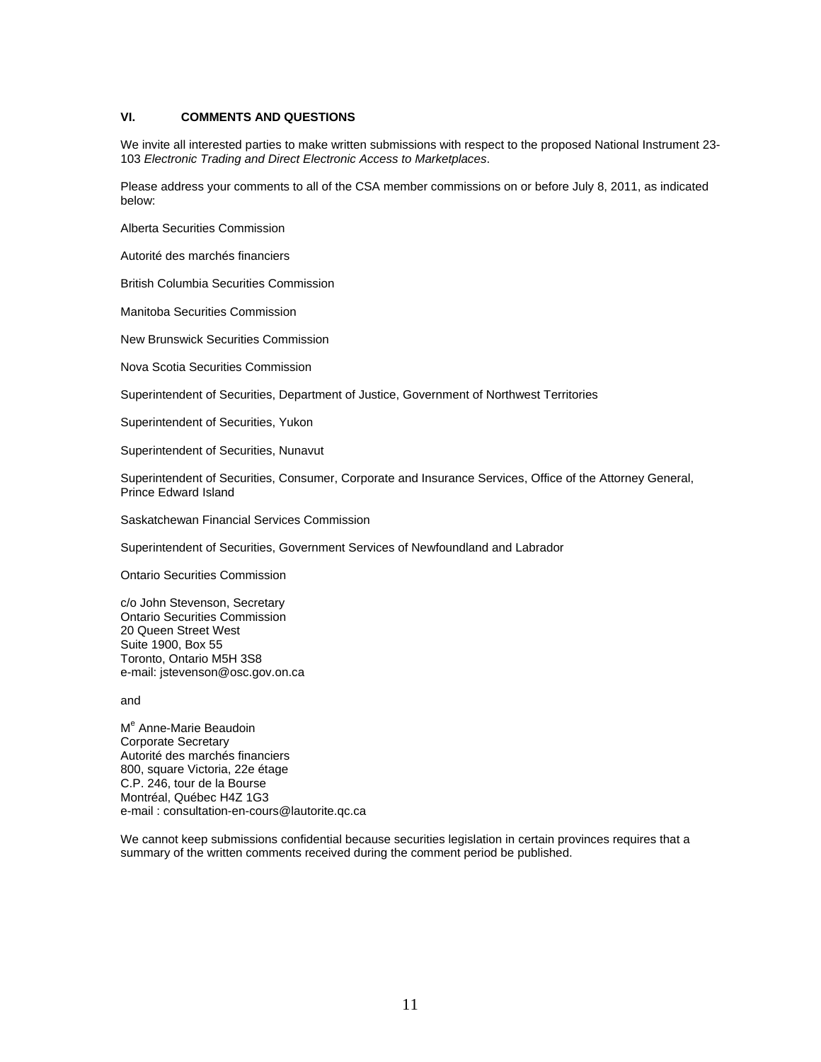## VI. COMMENTS AND QUESTIONS

We invite all interested parties to make written submissions with respect to the proposed National Instrument 23-103 *Electronic Trading and Direct Electronic Access to Marketplaces*.

Please address your comments to all of the CSA member commissions on or before July 8, 2011, as indicated below:

Alberta Securities Commission

Autorité des marchés financiers

British Columbia Securities Commission

Manitoba Securities Commission

New Brunswick Securities Commission

Nova Scotia Securities Commission

Superintendent of Securities, Department of Justice, Government of Northwest Territories

Superintendent of Securities, Yukon

Superintendent of Securities, Nunavut

Superintendent of Securities, Consumer, Corporate and Insurance Services, Office of the Attorney General, Prince Edward Island

Saskatchewan Financial Services Commission

Superintendent of Securities, Government Services of Newfoundland and Labrador

Ontario Securities Commission

c/o John Stevenson, Secretary
Ontario Securities Commission
20 Queen Street West
Suite 1900, Box 55
Toronto, Ontario M5H 3S8
e-mail: jstevenson@osc.gov.on.ca

and

Me Anne-Marie Beaudoin
Corporate Secretary
Autorité des marchés financiers
800, square Victoria, 22e étage
C.P. 246, tour de la Bourse
Montréal, Québec H4Z 1G3
e-mail : consultation-en-cours@lautorite.qc.ca

We cannot keep submissions confidential because securities legislation in certain provinces requires that a summary of the written comments received during the comment period be published.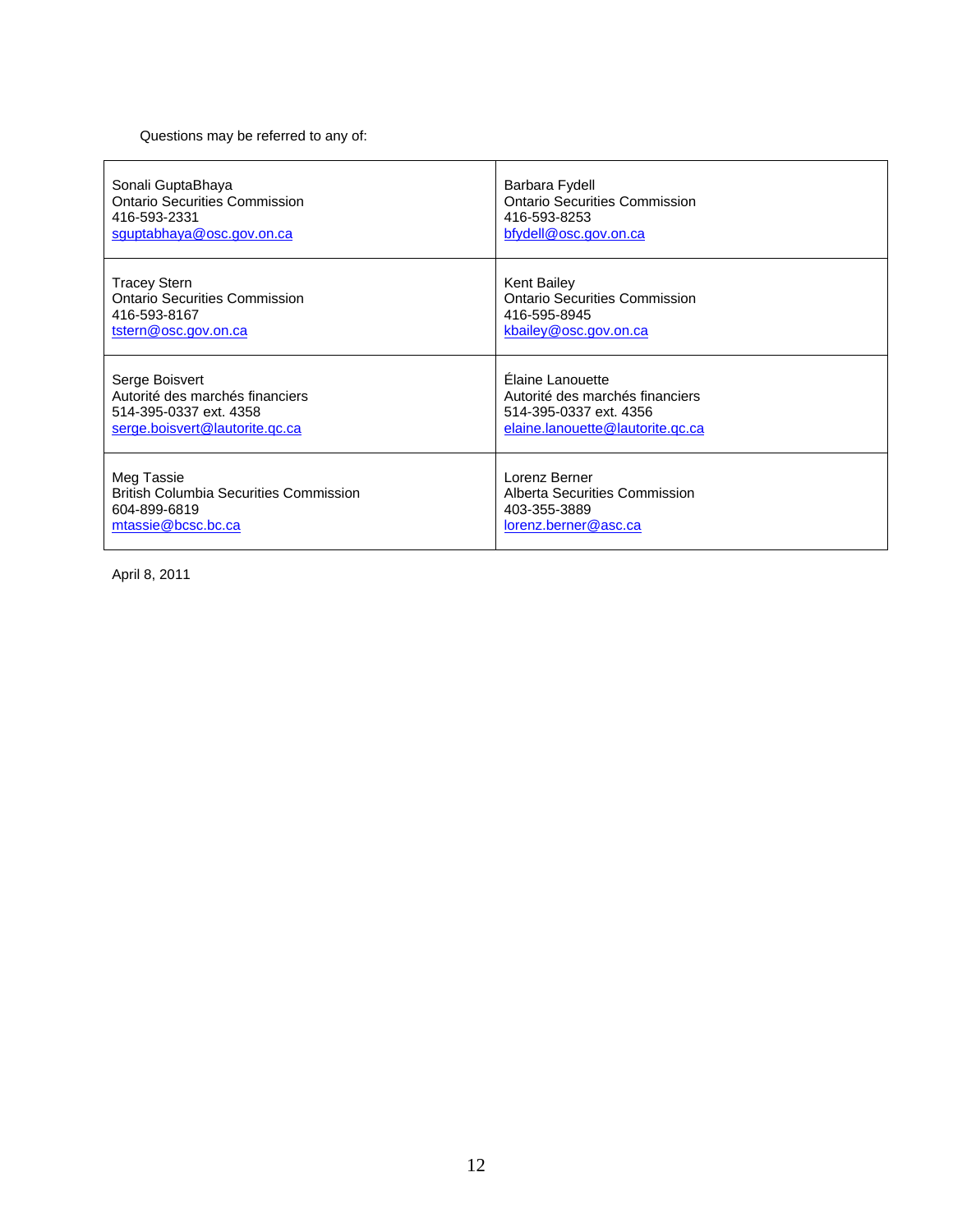Questions may be referred to any of:

| | |
|---|---|
| Sonali GuptaBhaya<br>Ontario Securities Commission<br>416-593-2331<br>sguptabhaya@osc.gov.on.ca | Barbara Fydell<br>Ontario Securities Commission<br>416-593-8253<br>bfydell@osc.gov.on.ca |
| Tracey Stern<br>Ontario Securities Commission<br>416-593-8167<br>tstern@osc.gov.on.ca | Kent Bailey<br>Ontario Securities Commission<br>416-595-8945<br>kbailey@osc.gov.on.ca |
| Serge Boisvert<br>Autorité des marchés financiers<br>514-395-0337 ext. 4358<br>serge.boisvert@lautorite.qc.ca | Élaine Lanouette<br>Autorité des marchés financiers<br>514-395-0337 ext. 4356<br>elaine.lanouette@lautorite.qc.ca |
| Meg Tassie<br>British Columbia Securities Commission<br>604-899-6819<br>mtassie@bcsc.bc.ca | Lorenz Berner<br>Alberta Securities Commission<br>403-355-3889<br>lorenz.berner@asc.ca |

April 8, 2011